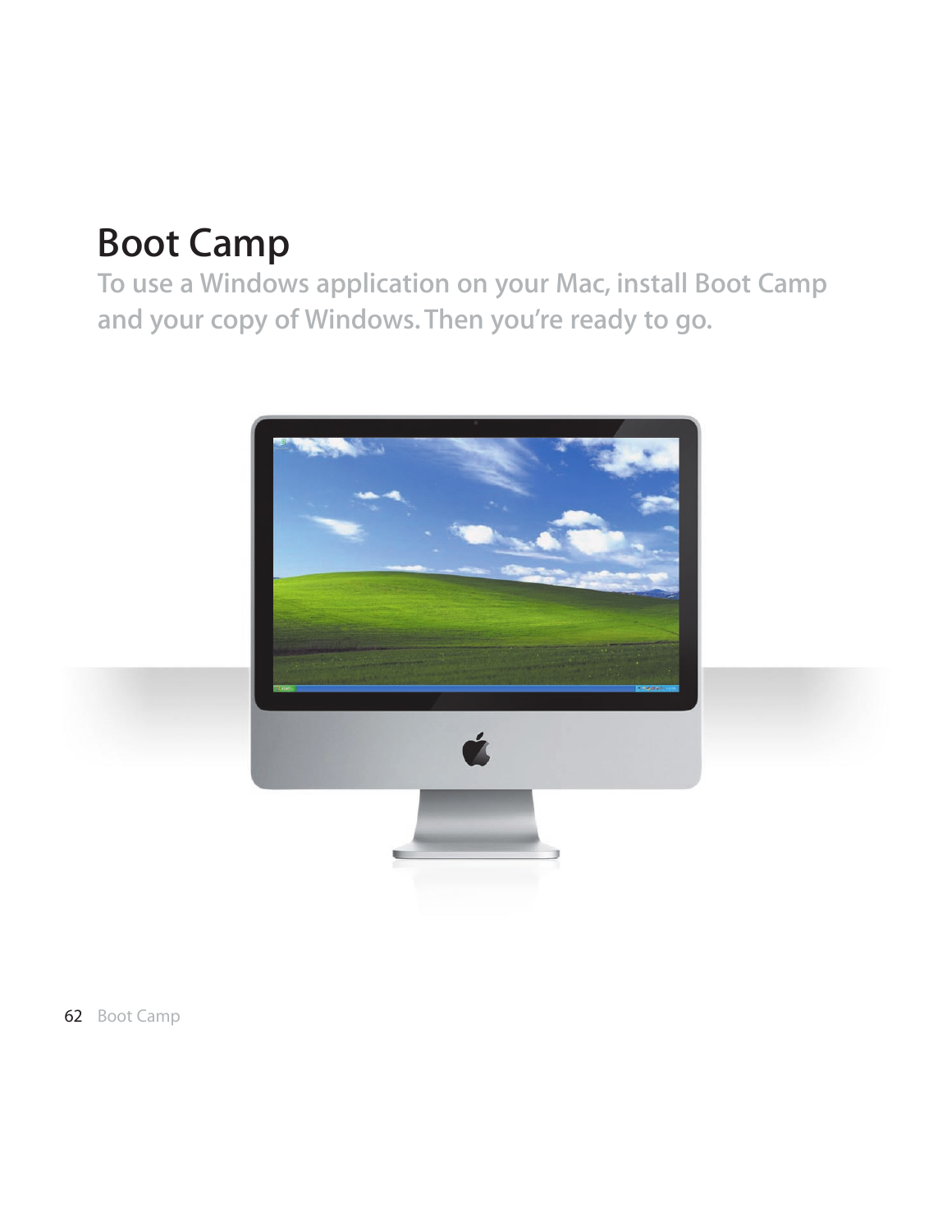# Boot Camp

## To use a Windows application on your Mac, install Boot Camp and your copy of Windows. Then you're ready to go.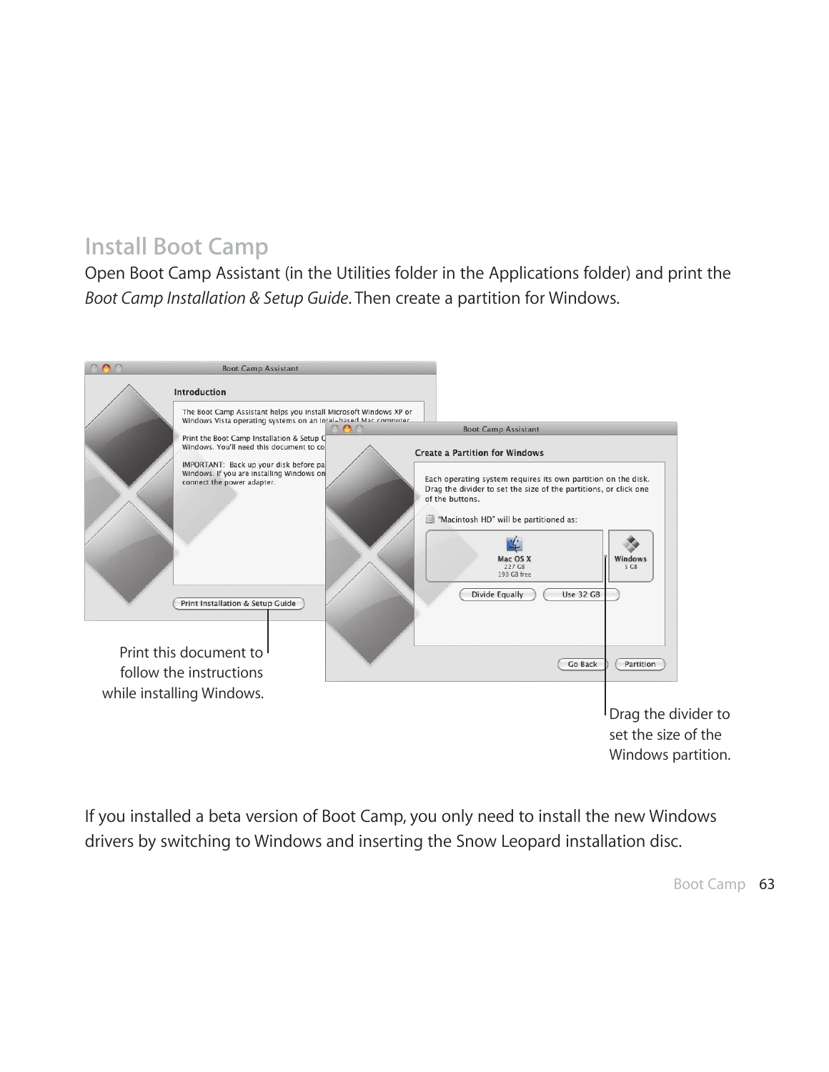## Install Boot Camp

Open Boot Camp Assistant (in the Utilities folder in the Applications folder) and print the *Boot Camp Installation & Setup Guide*. Then create a partition for Windows.

Print this document to follow the instructions while installing Windows.

Drag the divider to set the size of the Windows partition.

If you installed a beta version of Boot Camp, you only need to install the new Windows drivers by switching to Windows and inserting the Snow Leopard installation disc.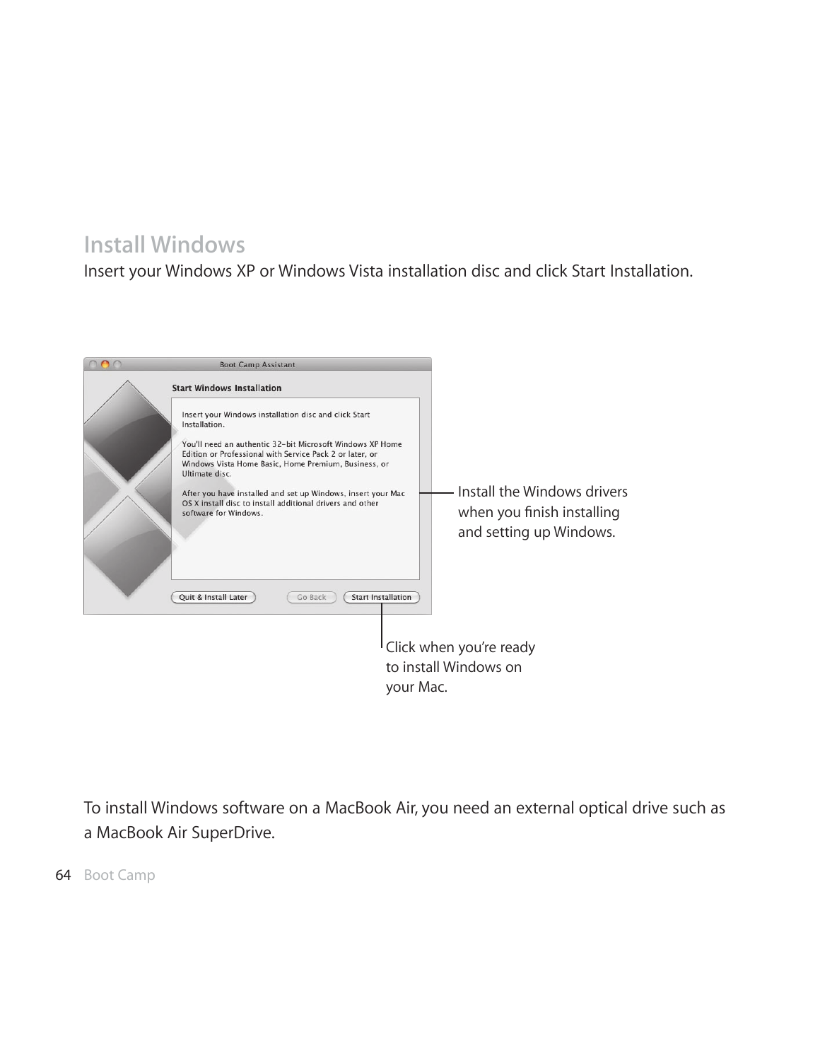## Install Windows

Insert your Windows XP or Windows Vista installation disc and click Start Installation.

Install the Windows drivers when you finish installing and setting up Windows.

Click when you're ready to install Windows on your Mac.

To install Windows software on a MacBook Air, you need an external optical drive such as a MacBook Air SuperDrive.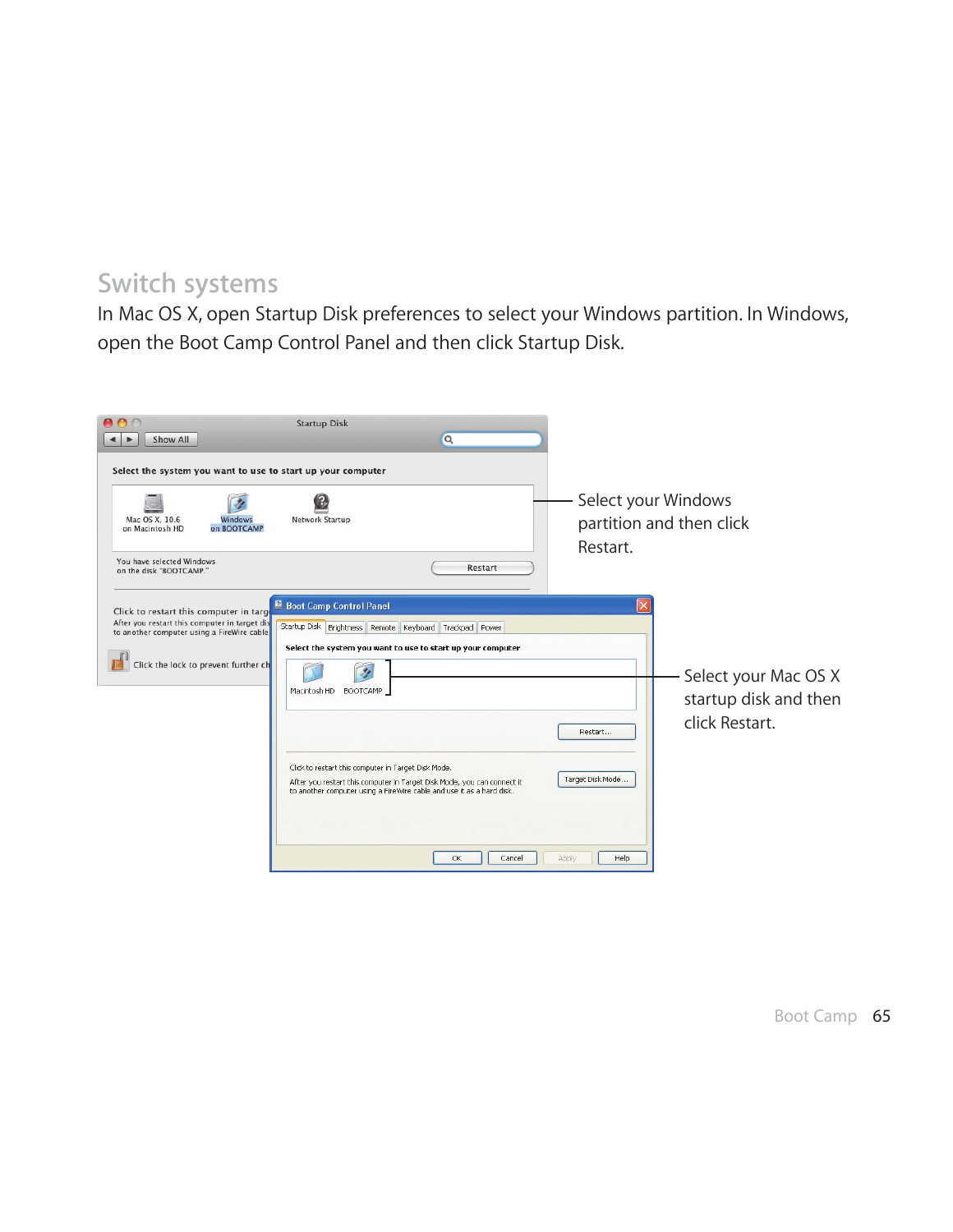## Switch systems

In Mac OS X, open Startup Disk preferences to select your Windows partition. In Windows, open the Boot Camp Control Panel and then click Startup Disk.

Select your Windows partition and then click Restart.

Select your Mac OS X startup disk and then click Restart.